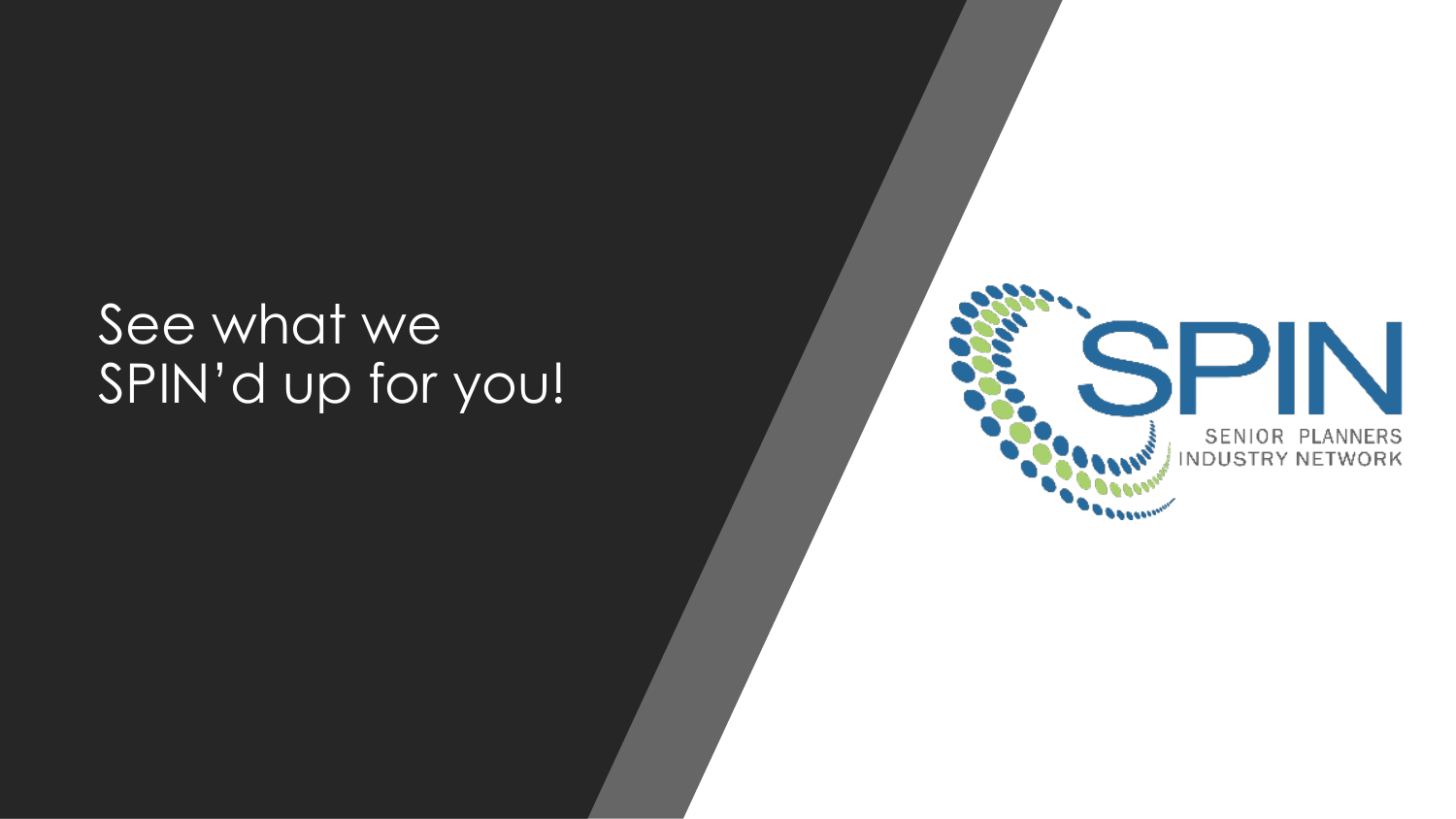# See what we SPIN'd up for you!

SPIN

SENIOR PLANNERS INDUSTRY NETWORK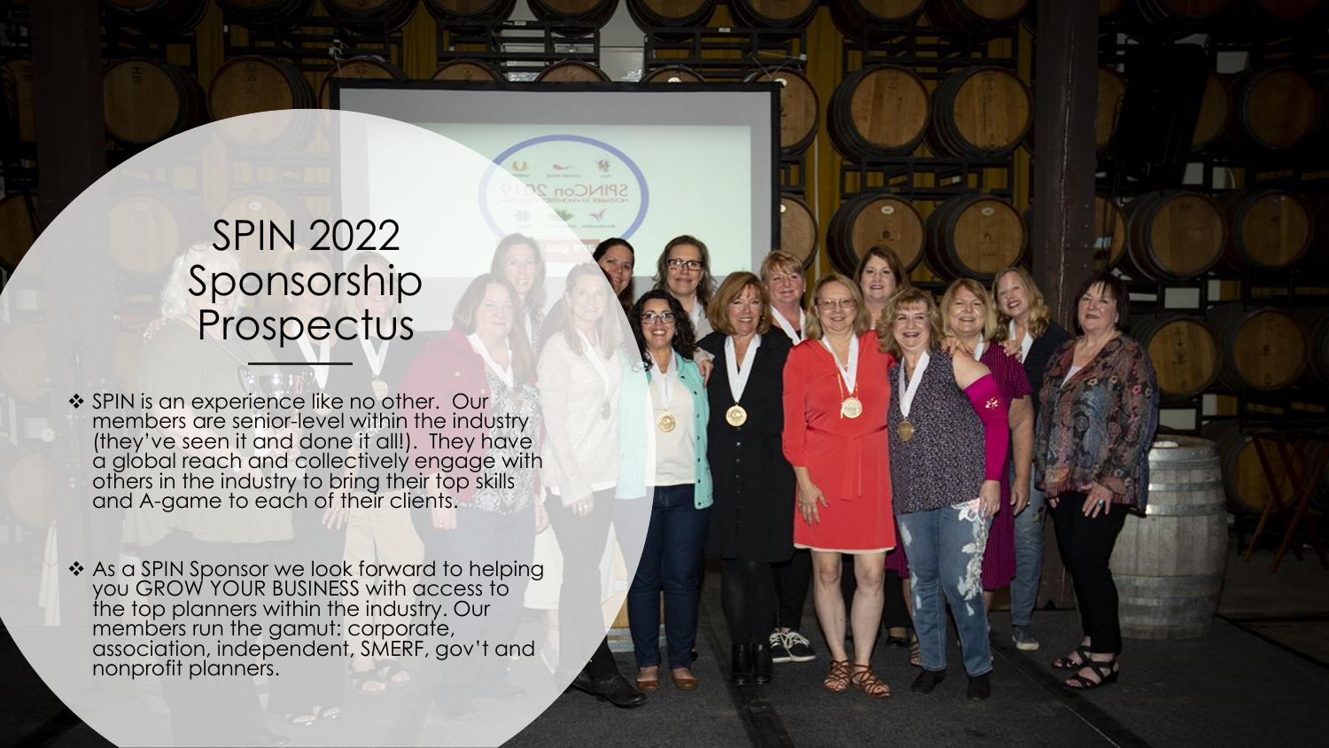# SPIN 2022 Sponsorship Prospectus

- SPIN is an experience like no other. Our members are senior-level within the industry (they've seen it and done it all!). They have a global reach and collectively engage with others in the industry to bring their top skills and A-game to each of their clients.

- As a SPIN Sponsor we look forward to helping you GROW YOUR BUSINESS with access to the top planners within the industry. Our members run the gamut: corporate, association, independent, SMERF, gov't and nonprofit planners.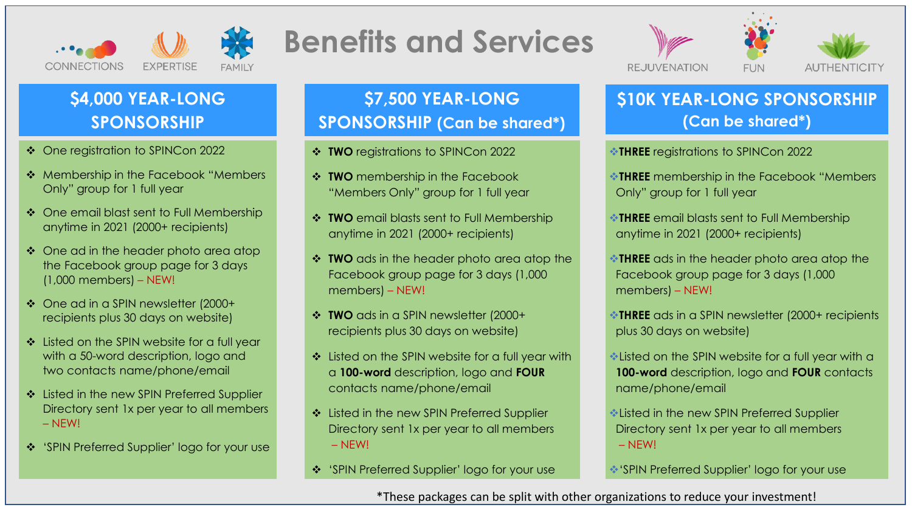# Benefits and Services

CONNECTIONS EXPERTISE FAMILY REJUVENATION FUN AUTHENTICITY

## $4,000 YEAR-LONG SPONSORSHIP

- One registration to SPINCon 2022
- Membership in the Facebook “Members Only” group for 1 full year
- One email blast sent to Full Membership anytime in 2021 (2000+ recipients)
- One ad in the header photo area atop the Facebook group page for 3 days (1,000 members) – NEW!
- One ad in a SPIN newsletter (2000+ recipients plus 30 days on website)
- Listed on the SPIN website for a full year with a 50-word description, logo and two contacts name/phone/email
- Listed in the new SPIN Preferred Supplier Directory sent 1x per year to all members – NEW!
- ‘SPIN Preferred Supplier’ logo for your use

## $7,500 YEAR-LONG SPONSORSHIP (Can be shared*)

- **TWO** registrations to SPINCon 2022
- **TWO** membership in the Facebook “Members Only” group for 1 full year
- **TWO** email blasts sent to Full Membership anytime in 2021 (2000+ recipients)
- **TWO** ads in the header photo area atop the Facebook group page for 3 days (1,000 members) – NEW!
- **TWO** ads in a SPIN newsletter (2000+ recipients plus 30 days on website)
- Listed on the SPIN website for a full year with a **100-word** description, logo and **FOUR** contacts name/phone/email
- Listed in the new SPIN Preferred Supplier Directory sent 1x per year to all members – NEW!
- ‘SPIN Preferred Supplier’ logo for your use

## $10K YEAR-LONG SPONSORSHIP (Can be shared*)

- **THREE** registrations to SPINCon 2022
- **THREE** membership in the Facebook “Members Only” group for 1 full year
- **THREE** email blasts sent to Full Membership anytime in 2021 (2000+ recipients)
- **THREE** ads in the header photo area atop the Facebook group page for 3 days (1,000 members) – NEW!
- **THREE** ads in a SPIN newsletter (2000+ recipients plus 30 days on website)
- Listed on the SPIN website for a full year with a **100-word** description, logo and **FOUR** contacts name/phone/email
- Listed in the new SPIN Preferred Supplier Directory sent 1x per year to all members – NEW!
- ‘SPIN Preferred Supplier’ logo for your use

*These packages can be split with other organizations to reduce your investment!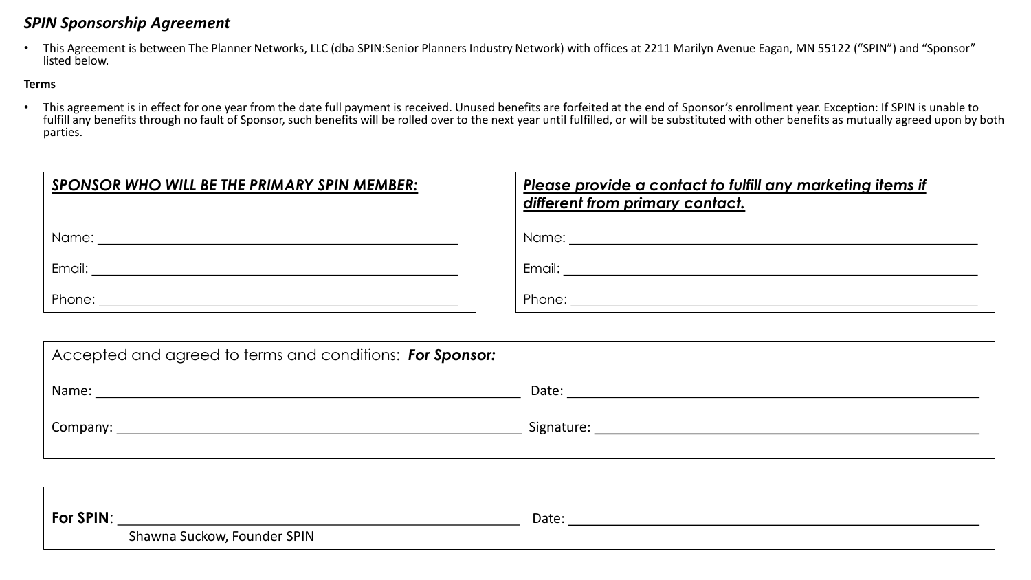*SPIN Sponsorship Agreement*

- This Agreement is between The Planner Networks, LLC (dba SPIN:Senior Planners Industry Network) with offices at 2211 Marilyn Avenue Eagan, MN 55122 ("SPIN") and "Sponsor" listed below.

**Terms**

- This agreement is in effect for one year from the date full payment is received. Unused benefits are forfeited at the end of Sponsor's enrollment year. Exception: If SPIN is unable to fulfill any benefits through no fault of Sponsor, such benefits will be rolled over to the next year until fulfilled, or will be substituted with other benefits as mutually agreed upon by both parties.

***SPONSOR WHO WILL BE THE PRIMARY SPIN MEMBER:***

Name: ______________________________

Email: ______________________________

Phone: ______________________________

***Please provide a contact to fulfill any marketing items if different from primary contact.***

Name: ______________________________

Email: ______________________________

Phone: ______________________________

Accepted and agreed to terms and conditions: ***For Sponsor:***

Name: ______________________________ Date: ______________________________

Company: ______________________________ Signature: ______________________________

**For SPIN**: ______________________________ Date: ______________________________

Shawna Suckow, Founder SPIN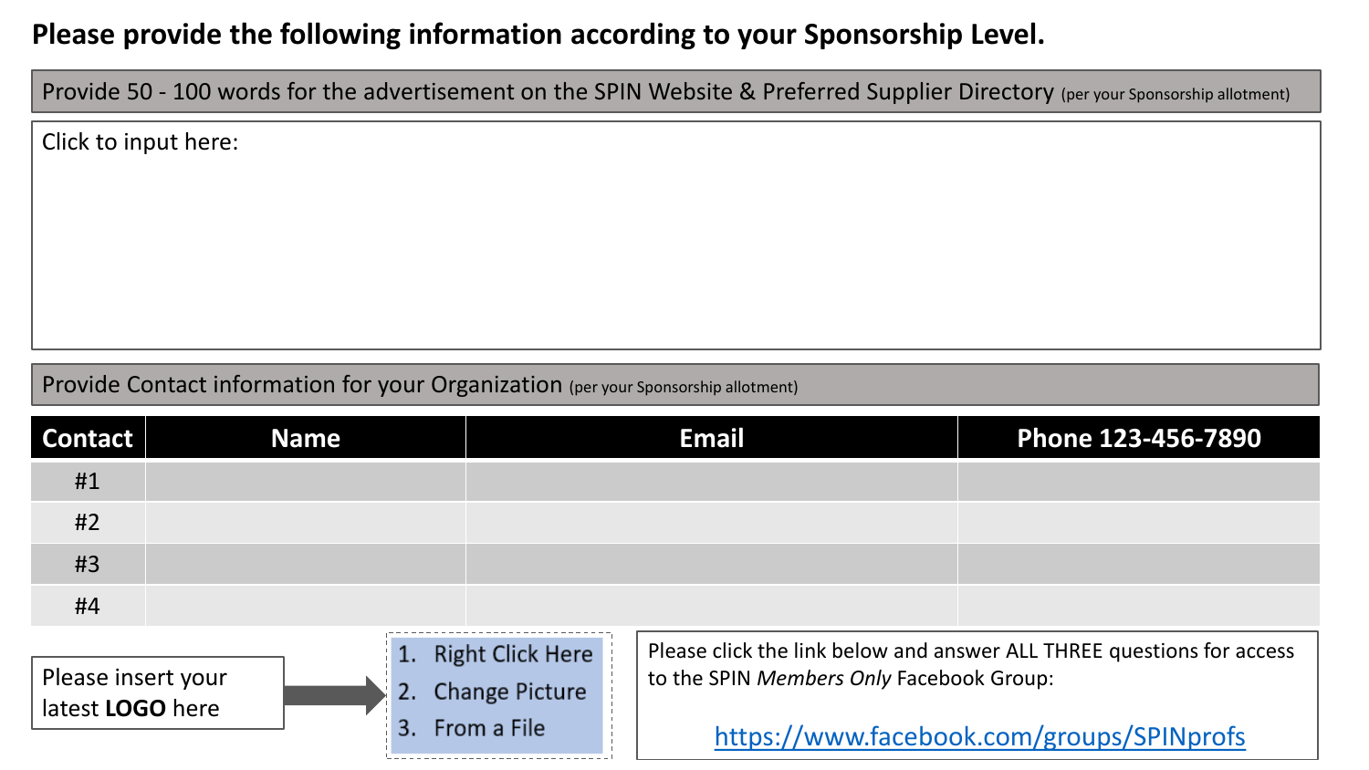## Please provide the following information according to your Sponsorship Level.

Provide 50 - 100 words for the advertisement on the SPIN Website & Preferred Supplier Directory (per your Sponsorship allotment)

Click to input here:

Provide Contact information for your Organization (per your Sponsorship allotment)

| Contact | Name | Email | Phone 123-456-7890 |
| --- | --- | --- | --- |
| #1 | | | |
| #2 | | | |
| #3 | | | |
| #4 | | | |

Please insert your latest **LOGO** here

1. Right Click Here
2. Change Picture
3. From a File

Please click the link below and answer ALL THREE questions for access to the SPIN *Members Only* Facebook Group:

https://www.facebook.com/groups/SPINprofs